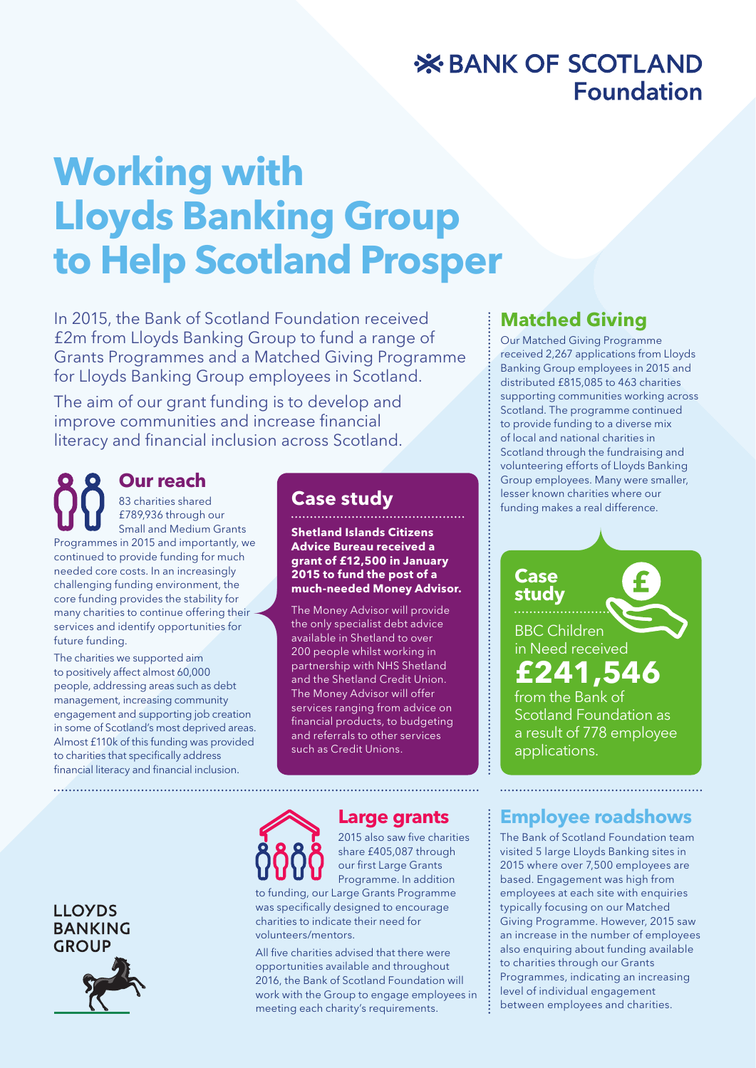BANK OF SCOTLAND Foundation

# Working with Lloyds Banking Group to Help Scotland Prosper

In 2015, the Bank of Scotland Foundation received £2m from Lloyds Banking Group to fund a range of Grants Programmes and a Matched Giving Programme for Lloyds Banking Group employees in Scotland.

The aim of our grant funding is to develop and improve communities and increase financial literacy and financial inclusion across Scotland.

## Our reach

83 charities shared £789,936 through our Small and Medium Grants Programmes in 2015 and importantly, we continued to provide funding for much needed core costs. In an increasingly challenging funding environment, the core funding provides the stability for many charities to continue offering their services and identify opportunities for future funding.

The charities we supported aim to positively affect almost 60,000 people, addressing areas such as debt management, increasing community engagement and supporting job creation in some of Scotland's most deprived areas. Almost £110k of this funding was provided to charities that specifically address financial literacy and financial inclusion.

## Case study

**Shetland Islands Citizens Advice Bureau received a grant of £12,500 in January 2015 to fund the post of a much-needed Money Advisor.**

The Money Advisor will provide the only specialist debt advice available in Shetland to over 200 people whilst working in partnership with NHS Shetland and the Shetland Credit Union. The Money Advisor will offer services ranging from advice on financial products, to budgeting and referrals to other services such as Credit Unions.

## Matched Giving

Our Matched Giving Programme received 2,267 applications from Lloyds Banking Group employees in 2015 and distributed £815,085 to 463 charities supporting communities working across Scotland. The programme continued to provide funding to a diverse mix of local and national charities in Scotland through the fundraising and volunteering efforts of Lloyds Banking Group employees. Many were smaller, lesser known charities where our funding makes a real difference.

## Case study

BBC Children in Need received **£241,546** from the Bank of Scotland Foundation as a result of 778 employee applications.

## Large grants

2015 also saw five charities share £405,087 through our first Large Grants Programme. In addition to funding, our Large Grants Programme was specifically designed to encourage charities to indicate their need for volunteers/mentors.

All five charities advised that there were opportunities available and throughout 2016, the Bank of Scotland Foundation will work with the Group to engage employees in meeting each charity's requirements.

## Employee roadshows

The Bank of Scotland Foundation team visited 5 large Lloyds Banking sites in 2015 where over 7,500 employees are based. Engagement was high from employees at each site with enquiries typically focusing on our Matched Giving Programme. However, 2015 saw an increase in the number of employees also enquiring about funding available to charities through our Grants Programmes, indicating an increasing level of individual engagement between employees and charities.

LLOYDS BANKING GROUP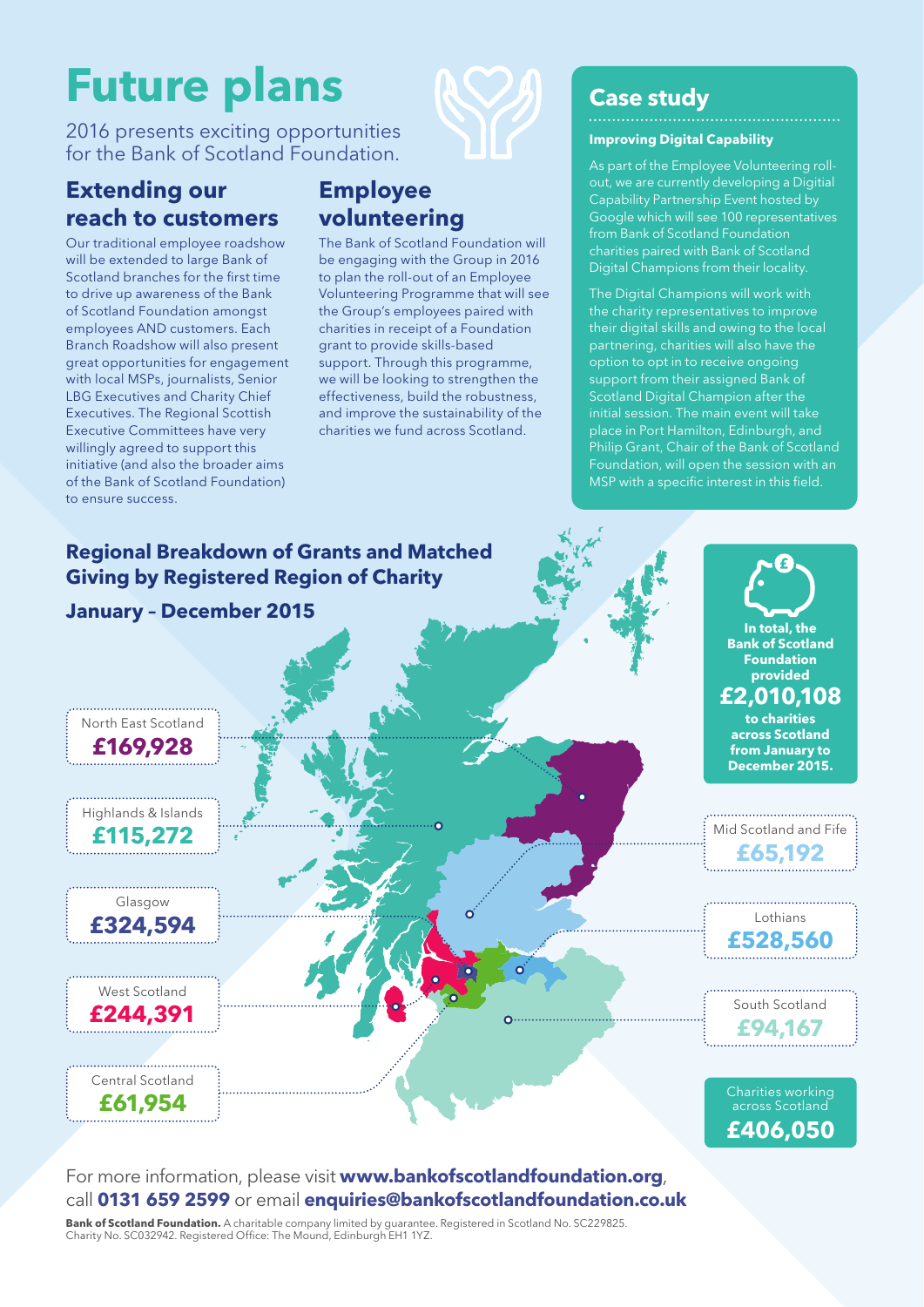# Future plans

2016 presents exciting opportunities for the Bank of Scotland Foundation.

## Extending our reach to customers

Our traditional employee roadshow will be extended to large Bank of Scotland branches for the first time to drive up awareness of the Bank of Scotland Foundation amongst employees AND customers. Each Branch Roadshow will also present great opportunities for engagement with local MSPs, journalists, Senior LBG Executives and Charity Chief Executives. The Regional Scottish Executive Committees have very willingly agreed to support this initiative (and also the broader aims of the Bank of Scotland Foundation) to ensure success.

## Employee volunteering

The Bank of Scotland Foundation will be engaging with the Group in 2016 to plan the roll-out of an Employee Volunteering Programme that will see the Group's employees paired with charities in receipt of a Foundation grant to provide skills-based support. Through this programme, we will be looking to strengthen the effectiveness, build the robustness, and improve the sustainability of the charities we fund across Scotland.

## Case study

**Improving Digital Capability**

As part of the Employee Volunteering roll-out, we are currently developing a Digitial Capability Partnership Event hosted by Google which will see 100 representatives from Bank of Scotland Foundation charities paired with Bank of Scotland Digital Champions from their locality.

The Digital Champions will work with the charity representatives to improve their digital skills and owing to the local partnering, charities will also have the option to opt in to receive ongoing support from their assigned Bank of Scotland Digital Champion after the initial session. The main event will take place in Port Hamilton, Edinburgh, and Philip Grant, Chair of the Bank of Scotland Foundation, will open the session with an MSP with a specific interest in this field.

## Regional Breakdown of Grants and Matched Giving by Registered Region of Charity

### January – December 2015

North East Scotland
£169,928

Highlands & Islands
£115,272

Glasgow
£324,594

West Scotland
£244,391

Central Scotland
£61,954

Mid Scotland and Fife
£65,192

Lothians
£528,560

South Scotland
£94,167

Charities working across Scotland
£406,050

**In total, the Bank of Scotland Foundation provided £2,010,108 to charities across Scotland from January to December 2015.**

For more information, please visit **www.bankofscotlandfoundation.org**, call **0131 659 2599** or email **enquiries@bankofscotlandfoundation.co.uk**

**Bank of Scotland Foundation.** A charitable company limited by guarantee. Registered in Scotland No. SC229825. Charity No. SC032942. Registered Office: The Mound, Edinburgh EH1 1YZ.